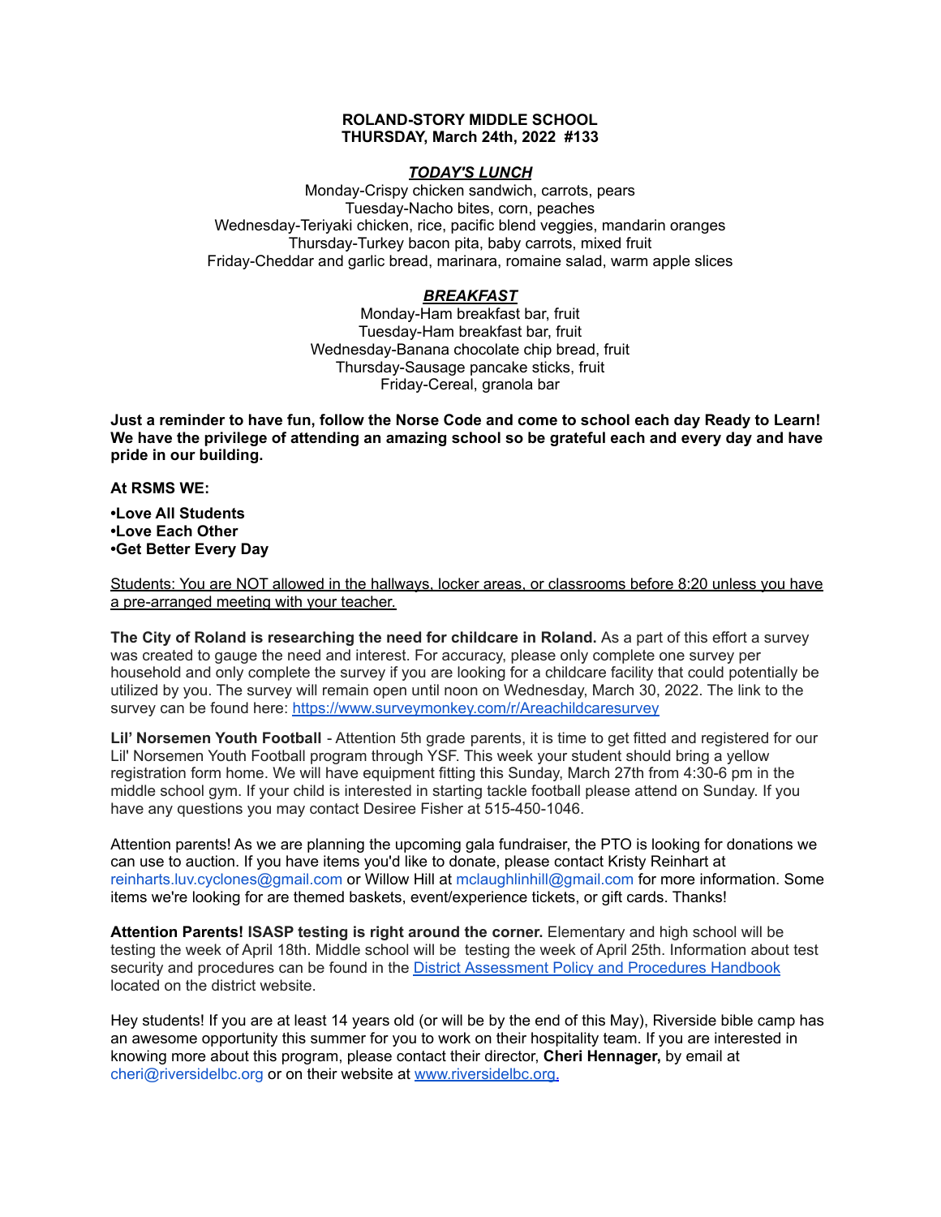**ROLAND-STORY MIDDLE SCHOOL**
**THURSDAY, March 24th, 2022 #133**

***TODAY'S LUNCH***

Monday-Crispy chicken sandwich, carrots, pears
Tuesday-Nacho bites, corn, peaches
Wednesday-Teriyaki chicken, rice, pacific blend veggies, mandarin oranges
Thursday-Turkey bacon pita, baby carrots, mixed fruit
Friday-Cheddar and garlic bread, marinara, romaine salad, warm apple slices

***BREAKFAST***

Monday-Ham breakfast bar, fruit
Tuesday-Ham breakfast bar, fruit
Wednesday-Banana chocolate chip bread, fruit
Thursday-Sausage pancake sticks, fruit
Friday-Cereal, granola bar

**Just a reminder to have fun, follow the Norse Code and come to school each day Ready to Learn! We have the privilege of attending an amazing school so be grateful each and every day and have pride in our building.**

**At RSMS WE:**

**•Love All Students**
**•Love Each Other**
**•Get Better Every Day**

Students: You are NOT allowed in the hallways, locker areas, or classrooms before 8:20 unless you have a pre-arranged meeting with your teacher.

**The City of Roland is researching the need for childcare in Roland.** As a part of this effort a survey was created to gauge the need and interest. For accuracy, please only complete one survey per household and only complete the survey if you are looking for a childcare facility that could potentially be utilized by you. The survey will remain open until noon on Wednesday, March 30, 2022. The link to the survey can be found here: [https://www.surveymonkey.com/r/Areachildcaresurvey](https://www.surveymonkey.com/r/Areachildcaresurvey)

**Lil' Norsemen Youth Football** - Attention 5th grade parents, it is time to get fitted and registered for our Lil' Norsemen Youth Football program through YSF. This week your student should bring a yellow registration form home. We will have equipment fitting this Sunday, March 27th from 4:30-6 pm in the middle school gym. If your child is interested in starting tackle football please attend on Sunday. If you have any questions you may contact Desiree Fisher at 515-450-1046.

Attention parents! As we are planning the upcoming gala fundraiser, the PTO is looking for donations we can use to auction. If you have items you'd like to donate, please contact Kristy Reinhart at reinharts.luv.cyclones@gmail.com or Willow Hill at mclaughlinhill@gmail.com for more information. Some items we're looking for are themed baskets, event/experience tickets, or gift cards. Thanks!

**Attention Parents! ISASP testing is right around the corner.** Elementary and high school will be testing the week of April 18th. Middle school will be testing the week of April 25th. Information about test security and procedures can be found in the District Assessment Policy and Procedures Handbook located on the district website.

Hey students! If you are at least 14 years old (or will be by the end of this May), Riverside bible camp has an awesome opportunity this summer for you to work on their hospitality team. If you are interested in knowing more about this program, please contact their director, **Cheri Hennager,** by email at cheri@riversidelbc.org or on their website at [www.riversidelbc.org.](http://www.riversidelbc.org)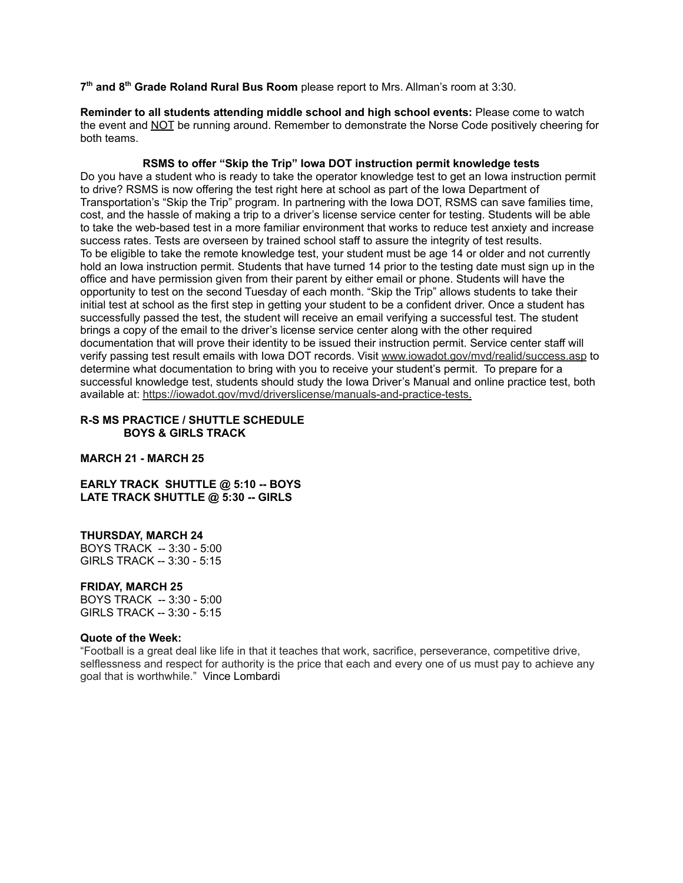**7th and 8th Grade Roland Rural Bus Room** please report to Mrs. Allman's room at 3:30.

**Reminder to all students attending middle school and high school events:** Please come to watch the event and NOT be running around. Remember to demonstrate the Norse Code positively cheering for both teams.

**RSMS to offer "Skip the Trip" Iowa DOT instruction permit knowledge tests**

Do you have a student who is ready to take the operator knowledge test to get an Iowa instruction permit to drive? RSMS is now offering the test right here at school as part of the Iowa Department of Transportation's "Skip the Trip" program. In partnering with the Iowa DOT, RSMS can save families time, cost, and the hassle of making a trip to a driver's license service center for testing. Students will be able to take the web-based test in a more familiar environment that works to reduce test anxiety and increase success rates. Tests are overseen by trained school staff to assure the integrity of test results.

To be eligible to take the remote knowledge test, your student must be age 14 or older and not currently hold an Iowa instruction permit. Students that have turned 14 prior to the testing date must sign up in the office and have permission given from their parent by either email or phone. Students will have the opportunity to test on the second Tuesday of each month. "Skip the Trip" allows students to take their initial test at school as the first step in getting your student to be a confident driver. Once a student has successfully passed the test, the student will receive an email verifying a successful test. The student brings a copy of the email to the driver's license service center along with the other required documentation that will prove their identity to be issued their instruction permit. Service center staff will verify passing test result emails with Iowa DOT records. Visit www.iowadot.gov/mvd/realid/success.asp to determine what documentation to bring with you to receive your student's permit. To prepare for a successful knowledge test, students should study the Iowa Driver's Manual and online practice test, both available at: https://iowadot.gov/mvd/driverslicense/manuals-and-practice-tests.

**R-S MS PRACTICE / SHUTTLE SCHEDULE**
**BOYS & GIRLS TRACK**

**MARCH 21 - MARCH 25**

**EARLY TRACK SHUTTLE @ 5:10 -- BOYS**
**LATE TRACK SHUTTLE @ 5:30 -- GIRLS**

**THURSDAY, MARCH 24**
BOYS TRACK -- 3:30 - 5:00
GIRLS TRACK -- 3:30 - 5:15

**FRIDAY, MARCH 25**
BOYS TRACK -- 3:30 - 5:00
GIRLS TRACK -- 3:30 - 5:15

**Quote of the Week:**
"Football is a great deal like life in that it teaches that work, sacrifice, perseverance, competitive drive, selflessness and respect for authority is the price that each and every one of us must pay to achieve any goal that is worthwhile." Vince Lombardi